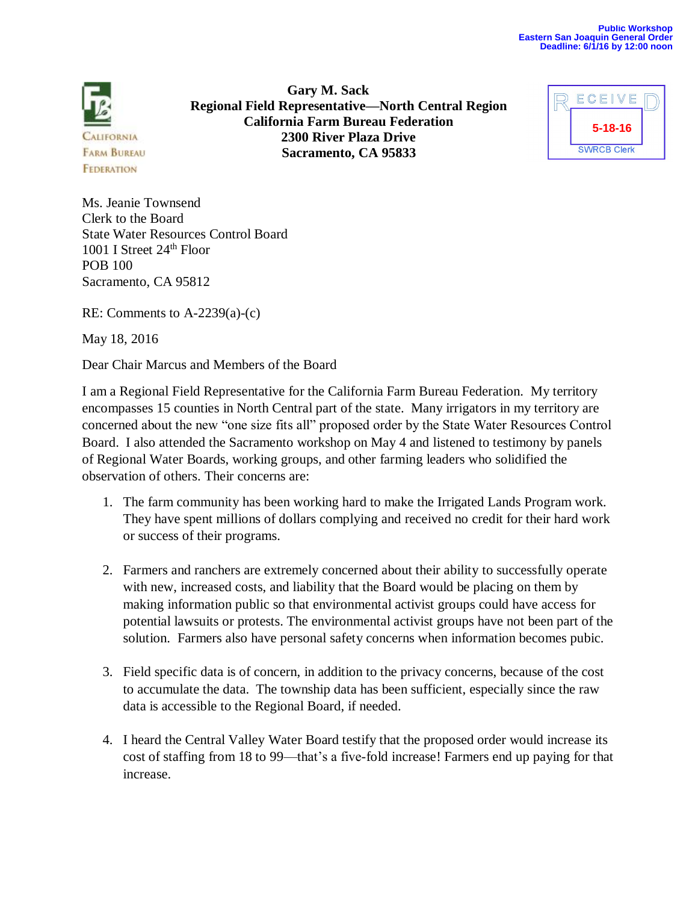Public Workshop
Eastern San Joaquin General Order
Deadline: 6/1/16 by 12:00 noon

California Farm Bureau Federation

**Gary M. Sack**
**Regional Field Representative—North Central Region**
**California Farm Bureau Federation**
**2300 River Plaza Drive**
**Sacramento, CA 95833**

RECEIVED
5-18-16
SWRCB Clerk

Ms. Jeanie Townsend
Clerk to the Board
State Water Resources Control Board
1001 I Street 24th Floor
POB 100
Sacramento, CA 95812

RE: Comments to A-2239(a)-(c)

May 18, 2016

Dear Chair Marcus and Members of the Board

I am a Regional Field Representative for the California Farm Bureau Federation. My territory encompasses 15 counties in North Central part of the state. Many irrigators in my territory are concerned about the new "one size fits all" proposed order by the State Water Resources Control Board. I also attended the Sacramento workshop on May 4 and listened to testimony by panels of Regional Water Boards, working groups, and other farming leaders who solidified the observation of others. Their concerns are:

1. The farm community has been working hard to make the Irrigated Lands Program work. They have spent millions of dollars complying and received no credit for their hard work or success of their programs.

2. Farmers and ranchers are extremely concerned about their ability to successfully operate with new, increased costs, and liability that the Board would be placing on them by making information public so that environmental activist groups could have access for potential lawsuits or protests. The environmental activist groups have not been part of the solution. Farmers also have personal safety concerns when information becomes pubic.

3. Field specific data is of concern, in addition to the privacy concerns, because of the cost to accumulate the data. The township data has been sufficient, especially since the raw data is accessible to the Regional Board, if needed.

4. I heard the Central Valley Water Board testify that the proposed order would increase its cost of staffing from 18 to 99—that's a five-fold increase! Farmers end up paying for that increase.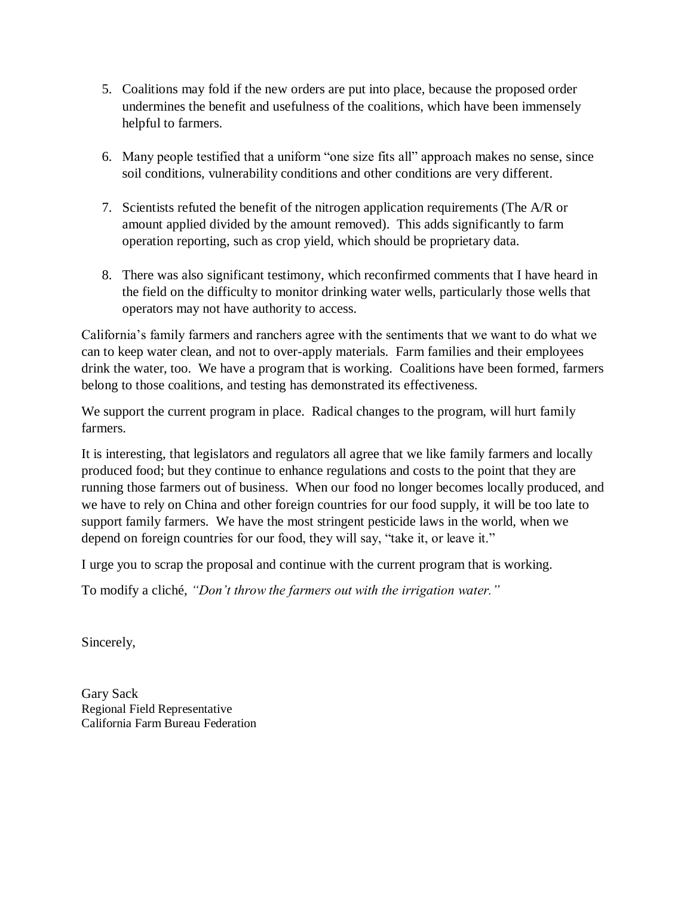5. Coalitions may fold if the new orders are put into place, because the proposed order undermines the benefit and usefulness of the coalitions, which have been immensely helpful to farmers.

6. Many people testified that a uniform "one size fits all" approach makes no sense, since soil conditions, vulnerability conditions and other conditions are very different.

7. Scientists refuted the benefit of the nitrogen application requirements (The A/R or amount applied divided by the amount removed). This adds significantly to farm operation reporting, such as crop yield, which should be proprietary data.

8. There was also significant testimony, which reconfirmed comments that I have heard in the field on the difficulty to monitor drinking water wells, particularly those wells that operators may not have authority to access.

California's family farmers and ranchers agree with the sentiments that we want to do what we can to keep water clean, and not to over-apply materials. Farm families and their employees drink the water, too. We have a program that is working. Coalitions have been formed, farmers belong to those coalitions, and testing has demonstrated its effectiveness.

We support the current program in place. Radical changes to the program, will hurt family farmers.

It is interesting, that legislators and regulators all agree that we like family farmers and locally produced food; but they continue to enhance regulations and costs to the point that they are running those farmers out of business. When our food no longer becomes locally produced, and we have to rely on China and other foreign countries for our food supply, it will be too late to support family farmers. We have the most stringent pesticide laws in the world, when we depend on foreign countries for our food, they will say, "take it, or leave it."

I urge you to scrap the proposal and continue with the current program that is working.

To modify a cliché, *"Don't throw the farmers out with the irrigation water."*

Sincerely,

Gary Sack
Regional Field Representative
California Farm Bureau Federation